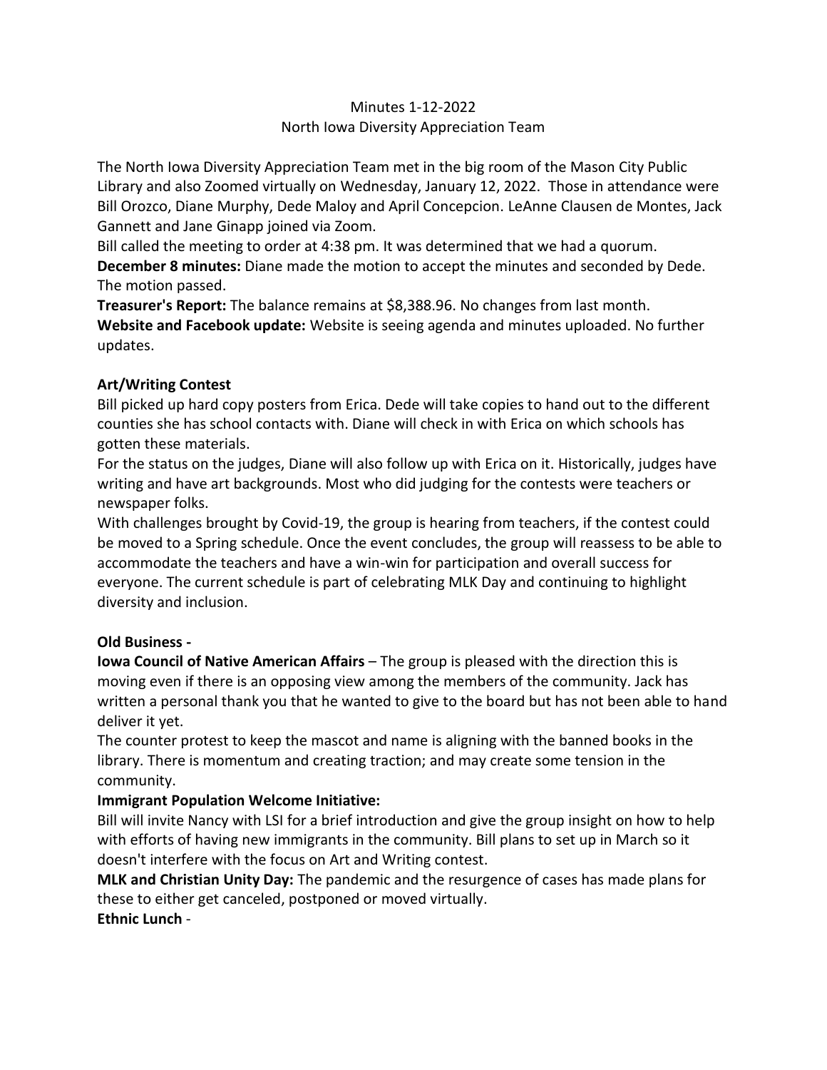Minutes 1-12-2022

North Iowa Diversity Appreciation Team

The North Iowa Diversity Appreciation Team met in the big room of the Mason City Public Library and also Zoomed virtually on Wednesday, January 12, 2022. Those in attendance were Bill Orozco, Diane Murphy, Dede Maloy and April Concepcion. LeAnne Clausen de Montes, Jack Gannett and Jane Ginapp joined via Zoom.

Bill called the meeting to order at 4:38 pm. It was determined that we had a quorum.

**December 8 minutes:** Diane made the motion to accept the minutes and seconded by Dede. The motion passed.

**Treasurer's Report:** The balance remains at $8,388.96. No changes from last month.

**Website and Facebook update:** Website is seeing agenda and minutes uploaded. No further updates.

**Art/Writing Contest**

Bill picked up hard copy posters from Erica. Dede will take copies to hand out to the different counties she has school contacts with. Diane will check in with Erica on which schools has gotten these materials.

For the status on the judges, Diane will also follow up with Erica on it. Historically, judges have writing and have art backgrounds. Most who did judging for the contests were teachers or newspaper folks.

With challenges brought by Covid-19, the group is hearing from teachers, if the contest could be moved to a Spring schedule. Once the event concludes, the group will reassess to be able to accommodate the teachers and have a win-win for participation and overall success for everyone. The current schedule is part of celebrating MLK Day and continuing to highlight diversity and inclusion.

**Old Business -**

**Iowa Council of Native American Affairs** – The group is pleased with the direction this is moving even if there is an opposing view among the members of the community. Jack has written a personal thank you that he wanted to give to the board but has not been able to hand deliver it yet.

The counter protest to keep the mascot and name is aligning with the banned books in the library. There is momentum and creating traction; and may create some tension in the community.

**Immigrant Population Welcome Initiative:**

Bill will invite Nancy with LSI for a brief introduction and give the group insight on how to help with efforts of having new immigrants in the community. Bill plans to set up in March so it doesn't interfere with the focus on Art and Writing contest.

**MLK and Christian Unity Day:** The pandemic and the resurgence of cases has made plans for these to either get canceled, postponed or moved virtually.

**Ethnic Lunch** -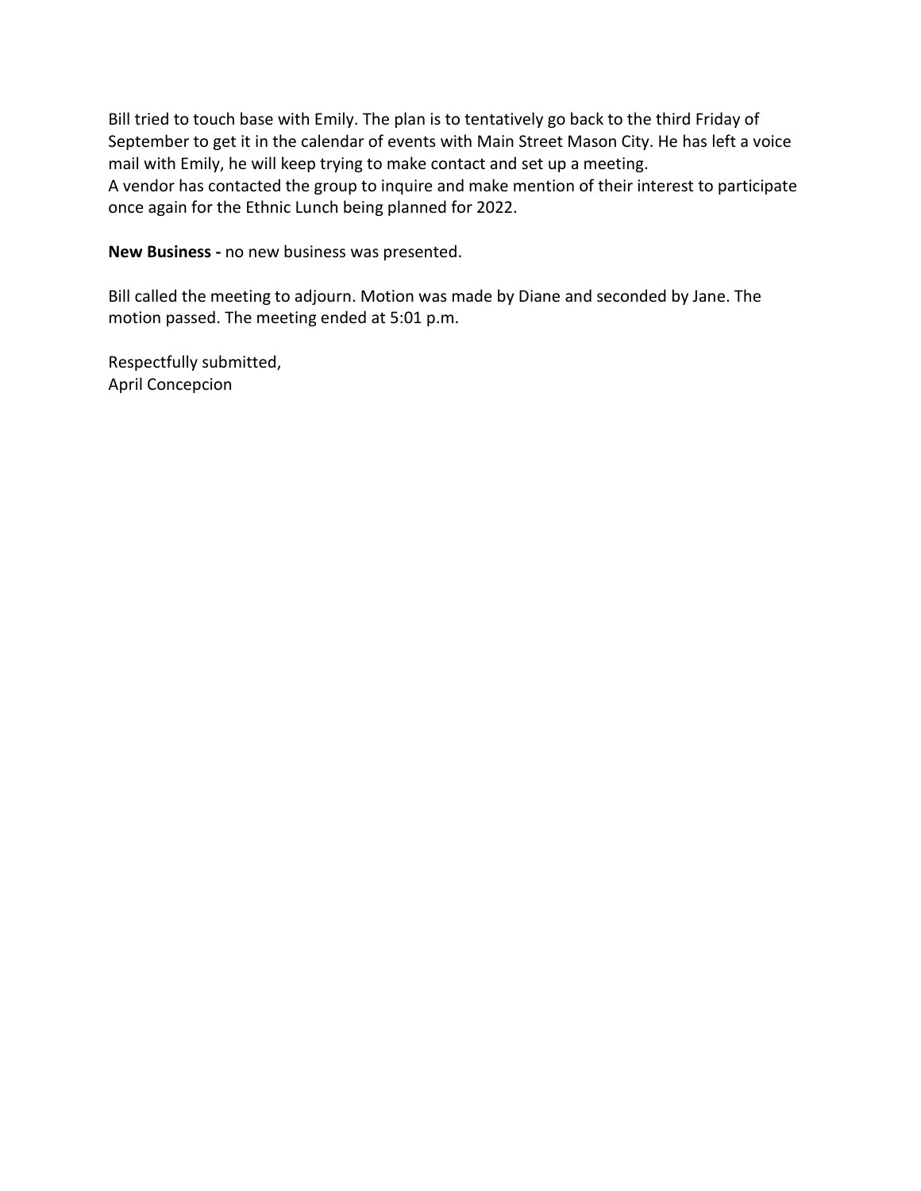Bill tried to touch base with Emily. The plan is to tentatively go back to the third Friday of September to get it in the calendar of events with Main Street Mason City. He has left a voice mail with Emily, he will keep trying to make contact and set up a meeting.
A vendor has contacted the group to inquire and make mention of their interest to participate once again for the Ethnic Lunch being planned for 2022.

**New Business -** no new business was presented.

Bill called the meeting to adjourn. Motion was made by Diane and seconded by Jane. The motion passed. The meeting ended at 5:01 p.m.

Respectfully submitted,
April Concepcion